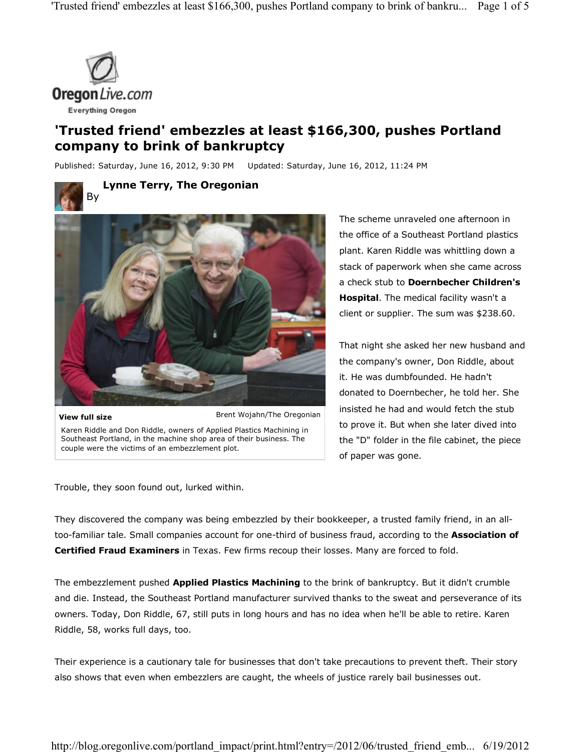# 'Trusted friend' embezzles at least $166,300, pushes Portland company to brink of bankruptcy

Published: Saturday, June 16, 2012, 9:30 PM Updated: Saturday, June 16, 2012, 11:24 PM

By **Lynne Terry, The Oregonian**

**View full size** Brent Wojahn/The Oregonian

Karen Riddle and Don Riddle, owners of Applied Plastics Machining in Southeast Portland, in the machine shop area of their business. The couple were the victims of an embezzlement plot.

The scheme unraveled one afternoon in the office of a Southeast Portland plastics plant. Karen Riddle was whittling down a stack of paperwork when she came across a check stub to **Doernbecher Children's Hospital**. The medical facility wasn't a client or supplier. The sum was $238.60.

That night she asked her new husband and the company's owner, Don Riddle, about it. He was dumbfounded. He hadn't donated to Doernbecher, he told her. She insisted he had and would fetch the stub to prove it. But when she later dived into the "D" folder in the file cabinet, the piece of paper was gone.

Trouble, they soon found out, lurked within.

They discovered the company was being embezzled by their bookkeeper, a trusted family friend, in an all-too-familiar tale. Small companies account for one-third of business fraud, according to the **Association of Certified Fraud Examiners** in Texas. Few firms recoup their losses. Many are forced to fold.

The embezzlement pushed **Applied Plastics Machining** to the brink of bankruptcy. But it didn't crumble and die. Instead, the Southeast Portland manufacturer survived thanks to the sweat and perseverance of its owners. Today, Don Riddle, 67, still puts in long hours and has no idea when he'll be able to retire. Karen Riddle, 58, works full days, too.

Their experience is a cautionary tale for businesses that don't take precautions to prevent theft. Their story also shows that even when embezzlers are caught, the wheels of justice rarely bail businesses out.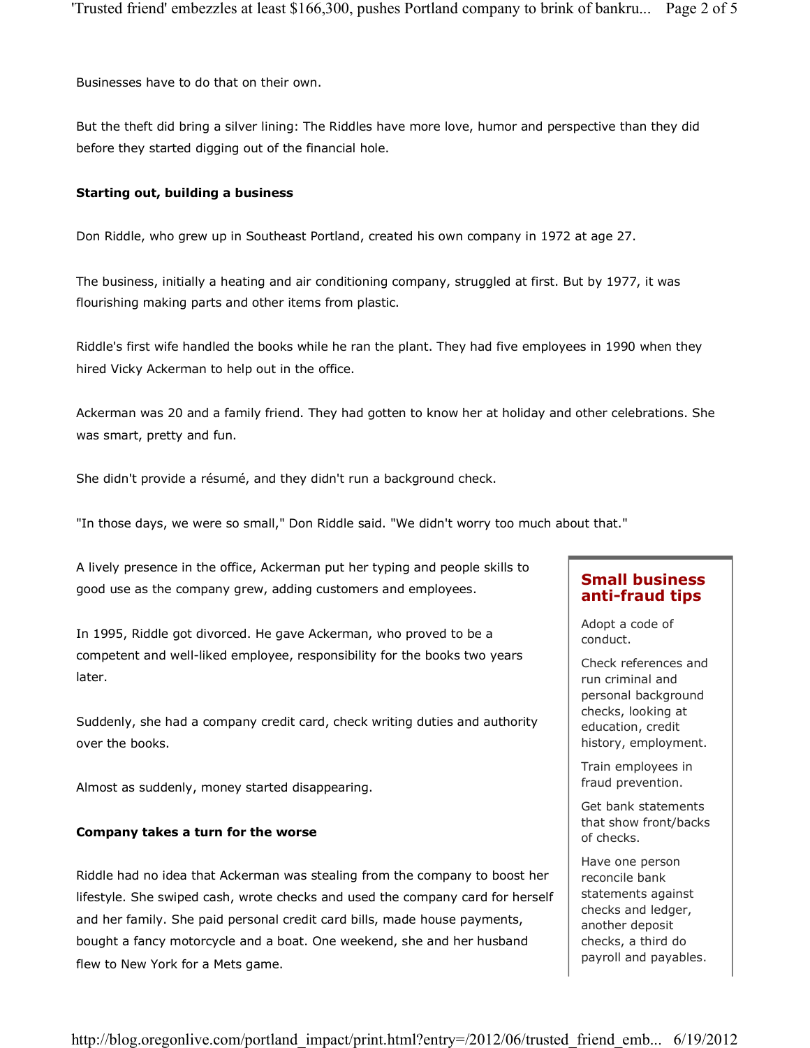Businesses have to do that on their own.

But the theft did bring a silver lining: The Riddles have more love, humor and perspective than they did before they started digging out of the financial hole.

**Starting out, building a business**

Don Riddle, who grew up in Southeast Portland, created his own company in 1972 at age 27.

The business, initially a heating and air conditioning company, struggled at first. But by 1977, it was flourishing making parts and other items from plastic.

Riddle's first wife handled the books while he ran the plant. They had five employees in 1990 when they hired Vicky Ackerman to help out in the office.

Ackerman was 20 and a family friend. They had gotten to know her at holiday and other celebrations. She was smart, pretty and fun.

She didn't provide a résumé, and they didn't run a background check.

"In those days, we were so small," Don Riddle said. "We didn't worry too much about that."

A lively presence in the office, Ackerman put her typing and people skills to good use as the company grew, adding customers and employees.

In 1995, Riddle got divorced. He gave Ackerman, who proved to be a competent and well-liked employee, responsibility for the books two years later.

Suddenly, she had a company credit card, check writing duties and authority over the books.

Almost as suddenly, money started disappearing.

**Company takes a turn for the worse**

Riddle had no idea that Ackerman was stealing from the company to boost her lifestyle. She swiped cash, wrote checks and used the company card for herself and her family. She paid personal credit card bills, made house payments, bought a fancy motorcycle and a boat. One weekend, she and her husband flew to New York for a Mets game.

### Small business anti-fraud tips

Adopt a code of conduct.

Check references and run criminal and personal background checks, looking at education, credit history, employment.

Train employees in fraud prevention.

Get bank statements that show front/backs of checks.

Have one person reconcile bank statements against checks and ledger, another deposit checks, a third do payroll and payables.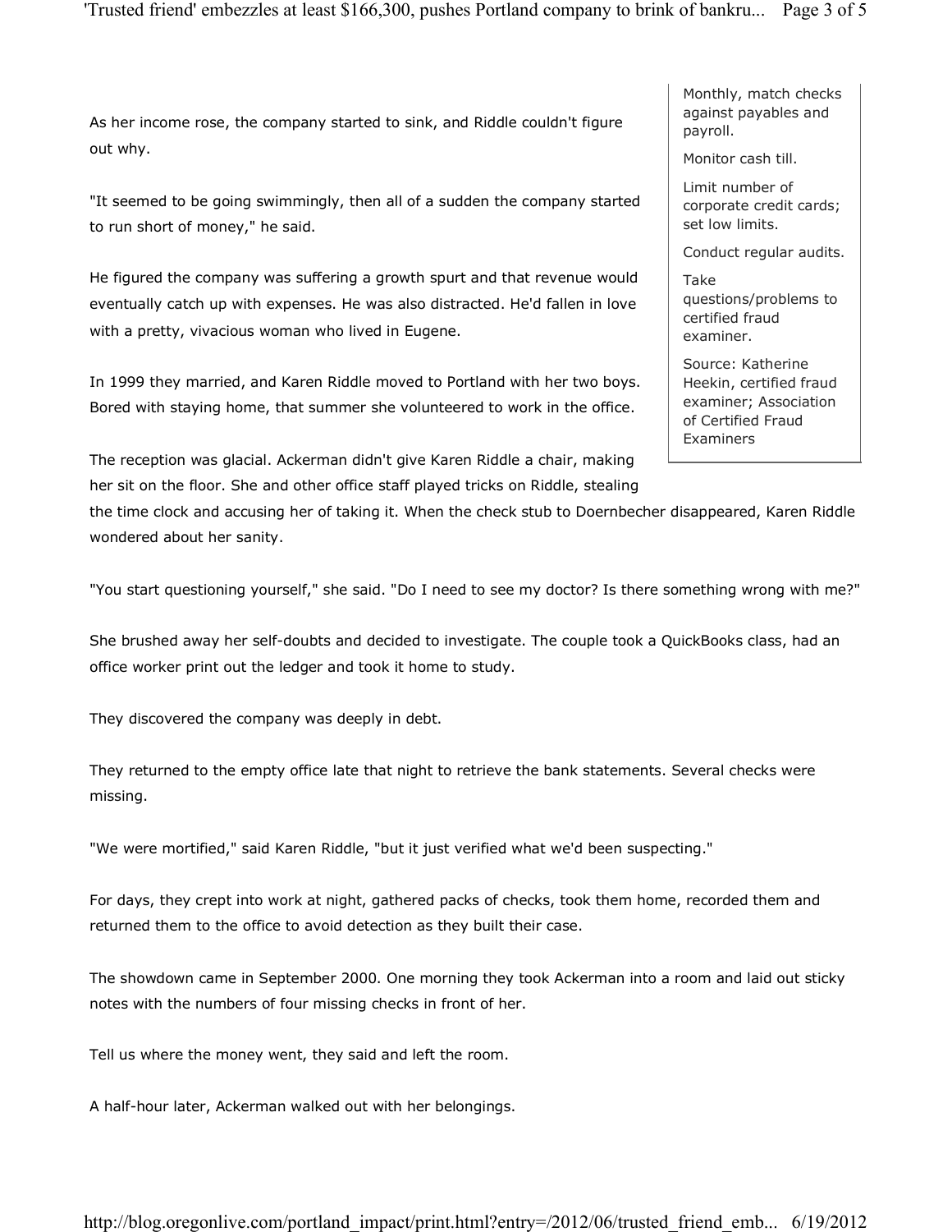As her income rose, the company started to sink, and Riddle couldn't figure out why.

"It seemed to be going swimmingly, then all of a sudden the company started to run short of money," he said.

He figured the company was suffering a growth spurt and that revenue would eventually catch up with expenses. He was also distracted. He'd fallen in love with a pretty, vivacious woman who lived in Eugene.

In 1999 they married, and Karen Riddle moved to Portland with her two boys. Bored with staying home, that summer she volunteered to work in the office.

The reception was glacial. Ackerman didn't give Karen Riddle a chair, making her sit on the floor. She and other office staff played tricks on Riddle, stealing the time clock and accusing her of taking it. When the check stub to Doernbecher disappeared, Karen Riddle wondered about her sanity.

"You start questioning yourself," she said. "Do I need to see my doctor? Is there something wrong with me?"

She brushed away her self-doubts and decided to investigate. The couple took a QuickBooks class, had an office worker print out the ledger and took it home to study.

They discovered the company was deeply in debt.

They returned to the empty office late that night to retrieve the bank statements. Several checks were missing.

"We were mortified," said Karen Riddle, "but it just verified what we'd been suspecting."

For days, they crept into work at night, gathered packs of checks, took them home, recorded them and returned them to the office to avoid detection as they built their case.

The showdown came in September 2000. One morning they took Ackerman into a room and laid out sticky notes with the numbers of four missing checks in front of her.

Tell us where the money went, they said and left the room.

A half-hour later, Ackerman walked out with her belongings.

---

Monthly, match checks against payables and payroll.

Monitor cash till.

Limit number of corporate credit cards; set low limits.

Conduct regular audits.

Take questions/problems to certified fraud examiner.

Source: Katherine Heekin, certified fraud examiner; Association of Certified Fraud Examiners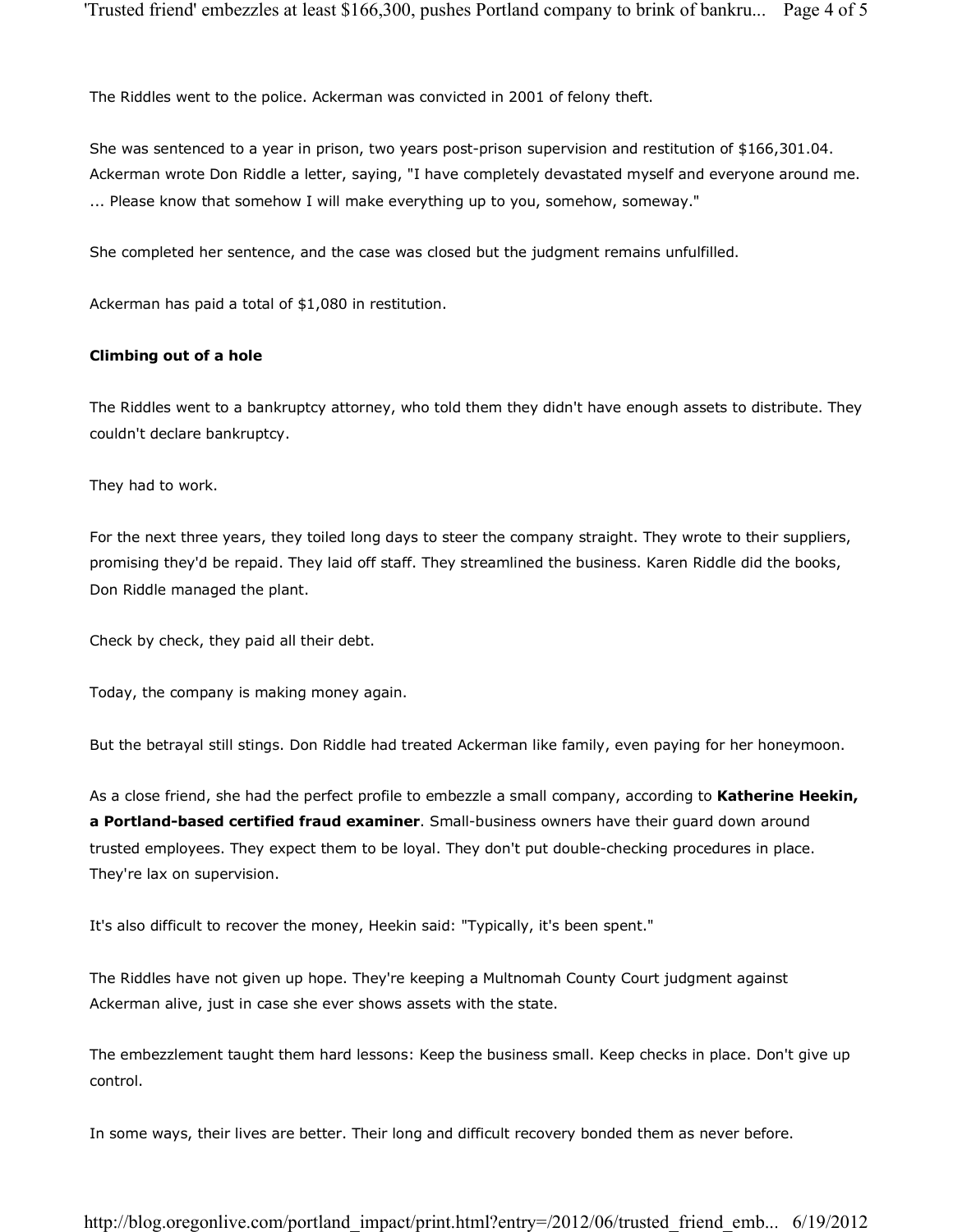The Riddles went to the police. Ackerman was convicted in 2001 of felony theft.

She was sentenced to a year in prison, two years post-prison supervision and restitution of $166,301.04. Ackerman wrote Don Riddle a letter, saying, "I have completely devastated myself and everyone around me. ... Please know that somehow I will make everything up to you, somehow, someway."

She completed her sentence, and the case was closed but the judgment remains unfulfilled.

Ackerman has paid a total of $1,080 in restitution.

**Climbing out of a hole**

The Riddles went to a bankruptcy attorney, who told them they didn't have enough assets to distribute. They couldn't declare bankruptcy.

They had to work.

For the next three years, they toiled long days to steer the company straight. They wrote to their suppliers, promising they'd be repaid. They laid off staff. They streamlined the business. Karen Riddle did the books, Don Riddle managed the plant.

Check by check, they paid all their debt.

Today, the company is making money again.

But the betrayal still stings. Don Riddle had treated Ackerman like family, even paying for her honeymoon.

As a close friend, she had the perfect profile to embezzle a small company, according to **Katherine Heekin, a Portland-based certified fraud examiner**. Small-business owners have their guard down around trusted employees. They expect them to be loyal. They don't put double-checking procedures in place. They're lax on supervision.

It's also difficult to recover the money, Heekin said: "Typically, it's been spent."

The Riddles have not given up hope. They're keeping a Multnomah County Court judgment against Ackerman alive, just in case she ever shows assets with the state.

The embezzlement taught them hard lessons: Keep the business small. Keep checks in place. Don't give up control.

In some ways, their lives are better. Their long and difficult recovery bonded them as never before.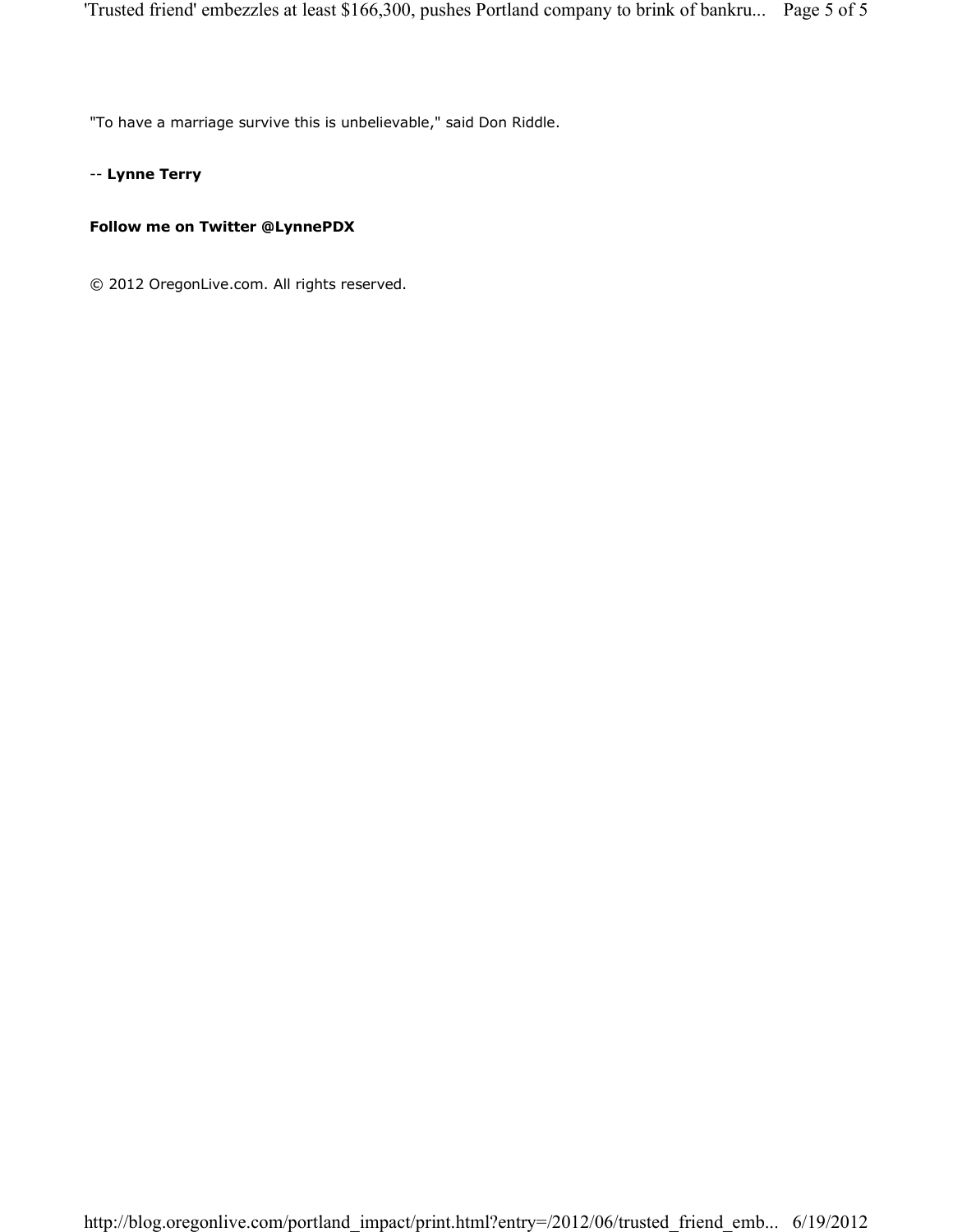"To have a marriage survive this is unbelievable," said Don Riddle.

-- **Lynne Terry**

**Follow me on Twitter @LynnePDX**

© 2012 OregonLive.com. All rights reserved.